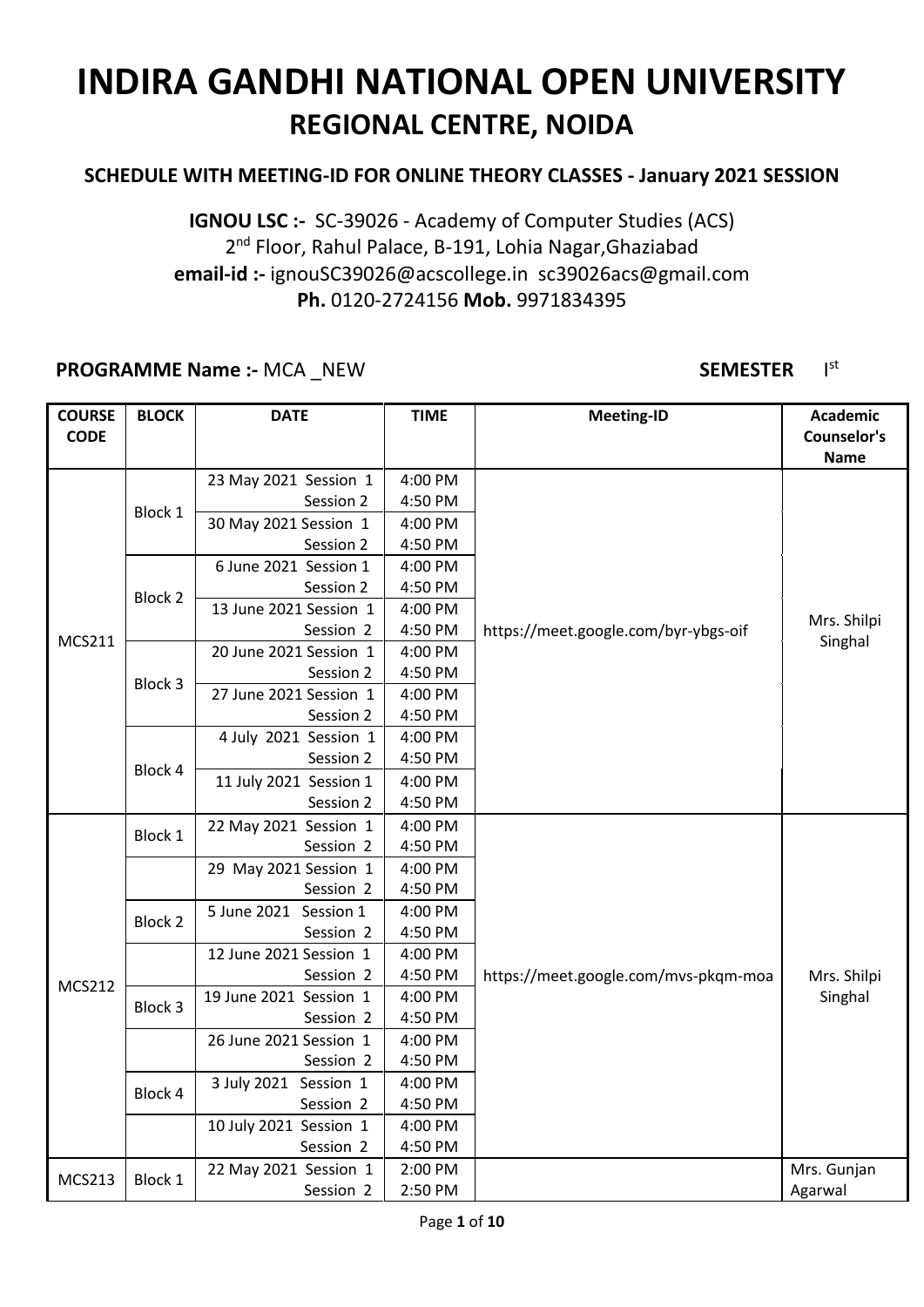# INDIRA GANDHI NATIONAL OPEN UNIVERSITY

## REGIONAL CENTRE, NOIDA

### SCHEDULE WITH MEETING-ID FOR ONLINE THEORY CLASSES - January 2021 SESSION

**IGNOU LSC :-** SC-39026 - Academy of Computer Studies (ACS)
2nd Floor, Rahul Palace, B-191, Lohia Nagar,Ghaziabad
**email-id :-** ignouSC39026@acscollege.in sc39026acs@gmail.com
**Ph.** 0120-2724156 **Mob.** 9971834395

**PROGRAMME Name :-** MCA _NEW **SEMESTER** Ist

| COURSE CODE | BLOCK | DATE | TIME | Meeting-ID | Academic Counselor's Name |
|---|---|---|---|---|---|
| MCS211 | Block 1 | 23 May 2021 Session 1 | 4:00 PM | https://meet.google.com/byr-ybgs-oif | Mrs. Shilpi Singhal |
| | | Session 2 | 4:50 PM | | |
| | | 30 May 2021 Session 1 | 4:00 PM | | |
| | | Session 2 | 4:50 PM | | |
| | Block 2 | 6 June 2021 Session 1 | 4:00 PM | | |
| | | Session 2 | 4:50 PM | | |
| | | 13 June 2021 Session 1 | 4:00 PM | | |
| | | Session 2 | 4:50 PM | | |
| | Block 3 | 20 June 2021 Session 1 | 4:00 PM | | |
| | | Session 2 | 4:50 PM | | |
| | | 27 June 2021 Session 1 | 4:00 PM | | |
| | | Session 2 | 4:50 PM | | |
| | Block 4 | 4 July 2021 Session 1 | 4:00 PM | | |
| | | Session 2 | 4:50 PM | | |
| | | 11 July 2021 Session 1 | 4:00 PM | | |
| | | Session 2 | 4:50 PM | | |
| MCS212 | Block 1 | 22 May 2021 Session 1 | 4:00 PM | https://meet.google.com/mvs-pkqm-moa | Mrs. Shilpi Singhal |
| | | Session 2 | 4:50 PM | | |
| | | 29 May 2021 Session 1 | 4:00 PM | | |
| | | Session 2 | 4:50 PM | | |
| | Block 2 | 5 June 2021 Session 1 | 4:00 PM | | |
| | | Session 2 | 4:50 PM | | |
| | | 12 June 2021 Session 1 | 4:00 PM | | |
| | | Session 2 | 4:50 PM | | |
| | Block 3 | 19 June 2021 Session 1 | 4:00 PM | | |
| | | Session 2 | 4:50 PM | | |
| | | 26 June 2021 Session 1 | 4:00 PM | | |
| | | Session 2 | 4:50 PM | | |
| | Block 4 | 3 July 2021 Session 1 | 4:00 PM | | |
| | | Session 2 | 4:50 PM | | |
| | | 10 July 2021 Session 1 | 4:00 PM | | |
| | | Session 2 | 4:50 PM | | |
| MCS213 | Block 1 | 22 May 2021 Session 1 | 2:00 PM | | Mrs. Gunjan Agarwal |
| | | Session 2 | 2:50 PM | | |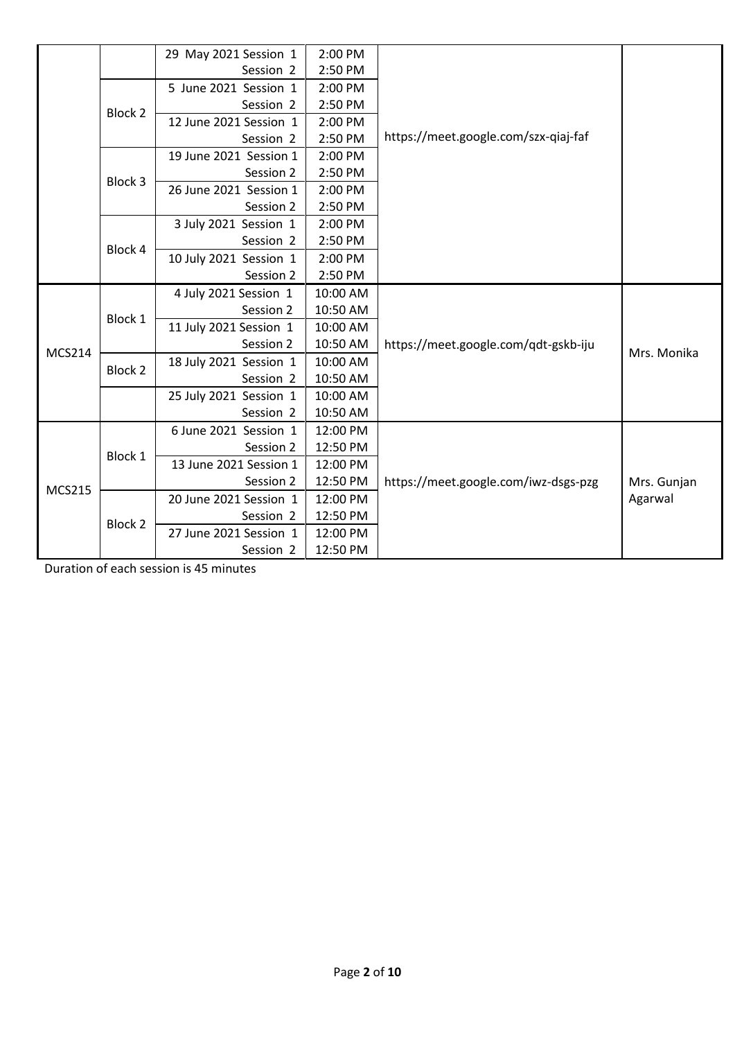| | | | | | |
|---|---|---|---|---|---|
| | | 29 May 2021 Session 1 | 2:00 PM | https://meet.google.com/szx-qiaj-faf | |
| | | Session 2 | 2:50 PM | | |
| | Block 2 | 5 June 2021 Session 1 | 2:00 PM | | |
| | | Session 2 | 2:50 PM | | |
| | | 12 June 2021 Session 1 | 2:00 PM | | |
| | | Session 2 | 2:50 PM | | |
| | Block 3 | 19 June 2021 Session 1 | 2:00 PM | | |
| | | Session 2 | 2:50 PM | | |
| | | 26 June 2021 Session 1 | 2:00 PM | | |
| | | Session 2 | 2:50 PM | | |
| | Block 4 | 3 July 2021 Session 1 | 2:00 PM | | |
| | | Session 2 | 2:50 PM | | |
| | | 10 July 2021 Session 1 | 2:00 PM | | |
| | | Session 2 | 2:50 PM | | |
| MCS214 | Block 1 | 4 July 2021 Session 1 | 10:00 AM | https://meet.google.com/qdt-gskb-iju | Mrs. Monika |
| | | Session 2 | 10:50 AM | | |
| | | 11 July 2021 Session 1 | 10:00 AM | | |
| | | Session 2 | 10:50 AM | | |
| | Block 2 | 18 July 2021 Session 1 | 10:00 AM | | |
| | | Session 2 | 10:50 AM | | |
| | | 25 July 2021 Session 1 | 10:00 AM | | |
| | | Session 2 | 10:50 AM | | |
| MCS215 | Block 1 | 6 June 2021 Session 1 | 12:00 PM | https://meet.google.com/iwz-dsgs-pzg | Mrs. Gunjan Agarwal |
| | | Session 2 | 12:50 PM | | |
| | | 13 June 2021 Session 1 | 12:00 PM | | |
| | | Session 2 | 12:50 PM | | |
| | Block 2 | 20 June 2021 Session 1 | 12:00 PM | | |
| | | Session 2 | 12:50 PM | | |
| | | 27 June 2021 Session 1 | 12:00 PM | | |
| | | Session 2 | 12:50 PM | | |

Duration of each session is 45 minutes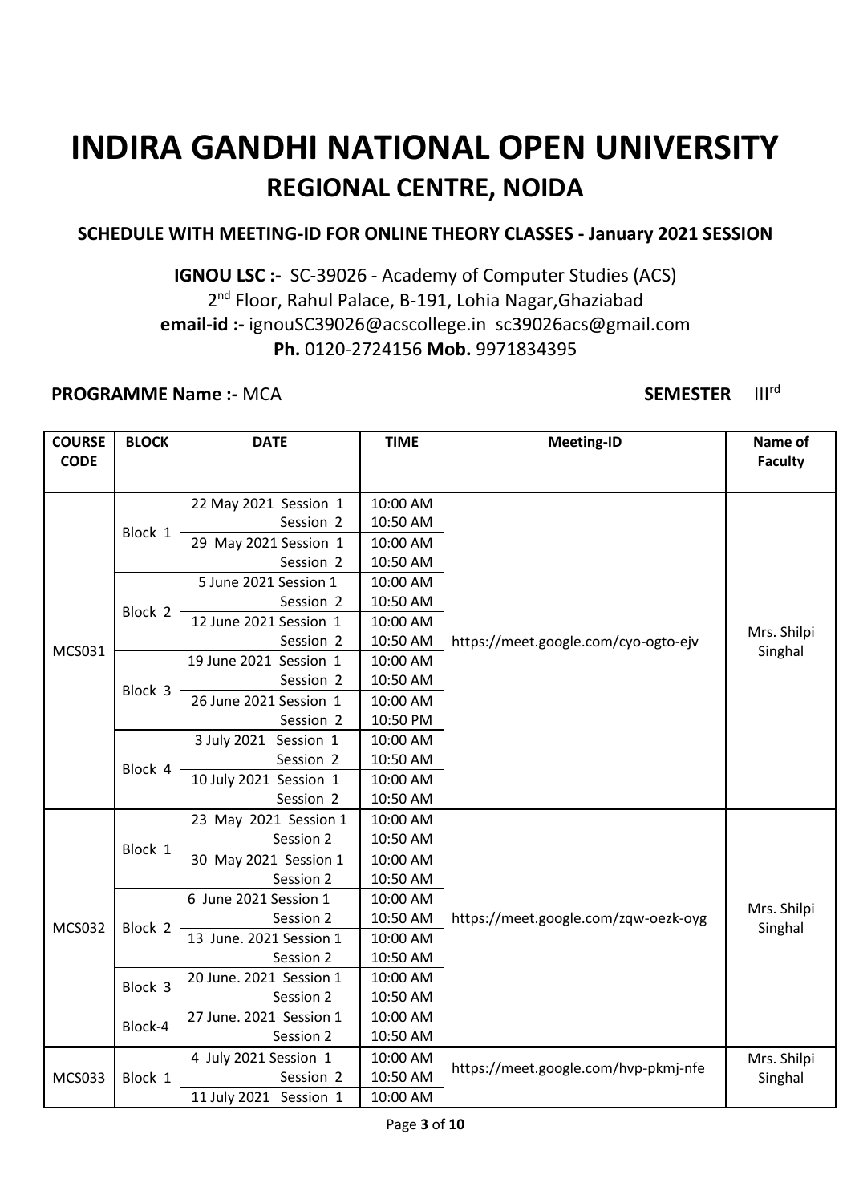# INDIRA GANDHI NATIONAL OPEN UNIVERSITY

## REGIONAL CENTRE, NOIDA

### SCHEDULE WITH MEETING-ID FOR ONLINE THEORY CLASSES - January 2021 SESSION

**IGNOU LSC :-** SC-39026 - Academy of Computer Studies (ACS)
2nd Floor, Rahul Palace, B-191, Lohia Nagar,Ghaziabad
**email-id :-** ignouSC39026@acscollege.in sc39026acs@gmail.com
**Ph.** 0120-2724156 **Mob.** 9971834395

**PROGRAMME Name :-** MCA **SEMESTER** IIIrd

| COURSE CODE | BLOCK | DATE | TIME | Meeting-ID | Name of Faculty |
|---|---|---|---|---|---|
| MCS031 | Block 1 | 22 May 2021 Session 1 | 10:00 AM | https://meet.google.com/cyo-ogto-ejv | Mrs. Shilpi Singhal |
| | | Session 2 | 10:50 AM | | |
| | | 29 May 2021 Session 1 | 10:00 AM | | |
| | | Session 2 | 10:50 AM | | |
| | Block 2 | 5 June 2021 Session 1 | 10:00 AM | | |
| | | Session 2 | 10:50 AM | | |
| | | 12 June 2021 Session 1 | 10:00 AM | | |
| | | Session 2 | 10:50 AM | | |
| | Block 3 | 19 June 2021 Session 1 | 10:00 AM | | |
| | | Session 2 | 10:50 AM | | |
| | | 26 June 2021 Session 1 | 10:00 AM | | |
| | | Session 2 | 10:50 PM | | |
| | Block 4 | 3 July 2021 Session 1 | 10:00 AM | | |
| | | Session 2 | 10:50 AM | | |
| | | 10 July 2021 Session 1 | 10:00 AM | | |
| | | Session 2 | 10:50 AM | | |
| MCS032 | Block 1 | 23 May 2021 Session 1 | 10:00 AM | https://meet.google.com/zqw-oezk-oyg | Mrs. Shilpi Singhal |
| | | Session 2 | 10:50 AM | | |
| | | 30 May 2021 Session 1 | 10:00 AM | | |
| | | Session 2 | 10:50 AM | | |
| | Block 2 | 6 June 2021 Session 1 | 10:00 AM | | |
| | | Session 2 | 10:50 AM | | |
| | | 13 June. 2021 Session 1 | 10:00 AM | | |
| | | Session 2 | 10:50 AM | | |
| | Block 3 | 20 June. 2021 Session 1 | 10:00 AM | | |
| | | Session 2 | 10:50 AM | | |
| | Block-4 | 27 June. 2021 Session 1 | 10:00 AM | | |
| | | Session 2 | 10:50 AM | | |
| MCS033 | Block 1 | 4 July 2021 Session 1 | 10:00 AM | https://meet.google.com/hvp-pkmj-nfe | Mrs. Shilpi Singhal |
| | | Session 2 | 10:50 AM | | |
| | | 11 July 2021 Session 1 | 10:00 AM | | |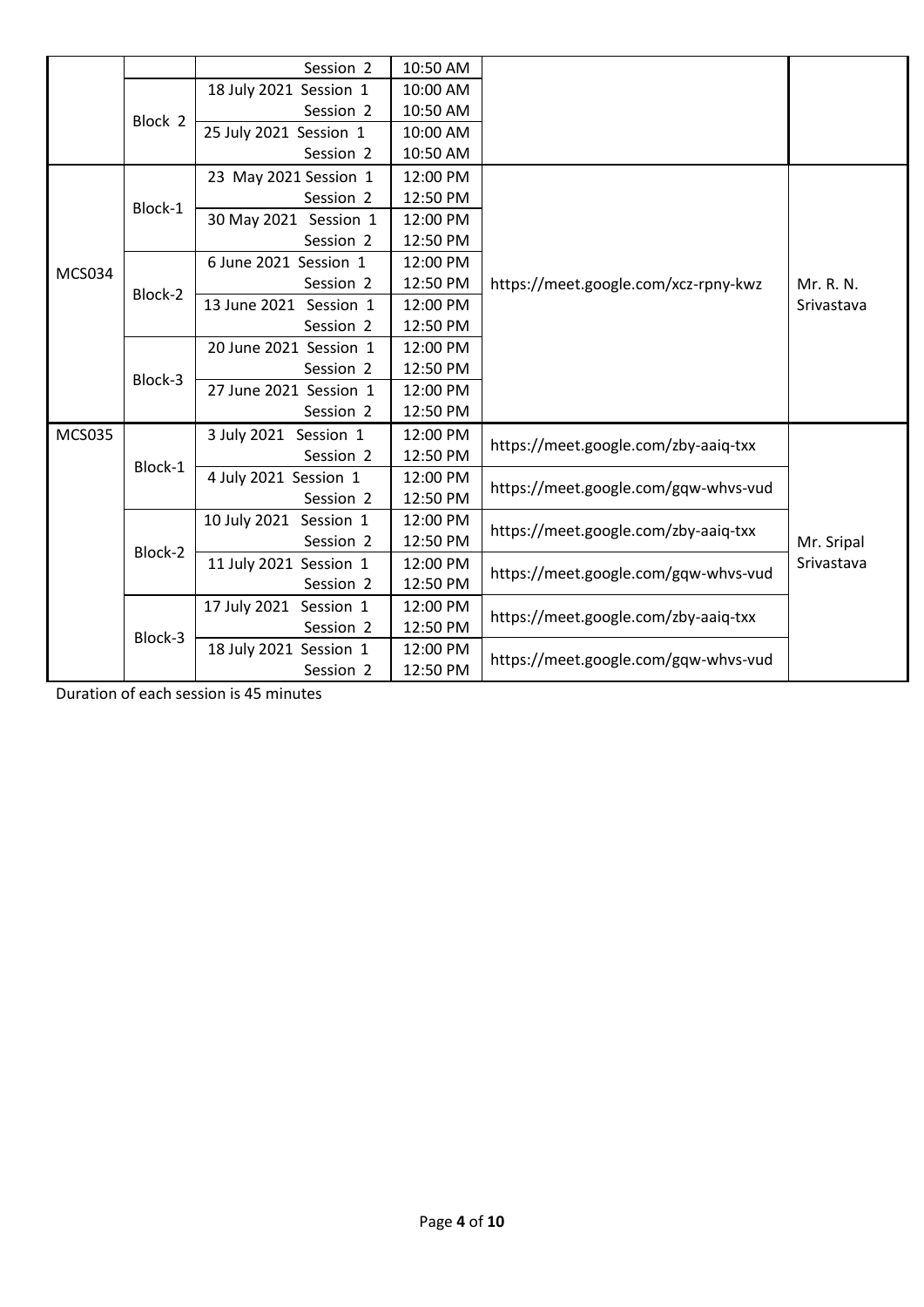| | | | | | |
|---|---|---|---|---|---|
| | | Session 2 | 10:50 AM | | |
| | Block 2 | 18 July 2021 Session 1 | 10:00 AM | | |
| | | Session 2 | 10:50 AM | | |
| | | 25 July 2021 Session 1 | 10:00 AM | | |
| | | Session 2 | 10:50 AM | | |
| MCS034 | Block-1 | 23 May 2021 Session 1 | 12:00 PM | https://meet.google.com/xcz-rpny-kwz | Mr. R. N. Srivastava |
| | | Session 2 | 12:50 PM | | |
| | | 30 May 2021 Session 1 | 12:00 PM | | |
| | | Session 2 | 12:50 PM | | |
| | Block-2 | 6 June 2021 Session 1 | 12:00 PM | | |
| | | Session 2 | 12:50 PM | | |
| | | 13 June 2021 Session 1 | 12:00 PM | | |
| | | Session 2 | 12:50 PM | | |
| | Block-3 | 20 June 2021 Session 1 | 12:00 PM | | |
| | | Session 2 | 12:50 PM | | |
| | | 27 June 2021 Session 1 | 12:00 PM | | |
| | | Session 2 | 12:50 PM | | |
| MCS035 | Block-1 | 3 July 2021 Session 1 | 12:00 PM | https://meet.google.com/zby-aaiq-txx | Mr. Sripal Srivastava |
| | | Session 2 | 12:50 PM | | |
| | | 4 July 2021 Session 1 | 12:00 PM | https://meet.google.com/gqw-whvs-vud | |
| | | Session 2 | 12:50 PM | | |
| | Block-2 | 10 July 2021 Session 1 | 12:00 PM | https://meet.google.com/zby-aaiq-txx | |
| | | Session 2 | 12:50 PM | | |
| | | 11 July 2021 Session 1 | 12:00 PM | https://meet.google.com/gqw-whvs-vud | |
| | | Session 2 | 12:50 PM | | |
| | Block-3 | 17 July 2021 Session 1 | 12:00 PM | https://meet.google.com/zby-aaiq-txx | |
| | | Session 2 | 12:50 PM | | |
| | | 18 July 2021 Session 1 | 12:00 PM | https://meet.google.com/gqw-whvs-vud | |
| | | Session 2 | 12:50 PM | | |

Duration of each session is 45 minutes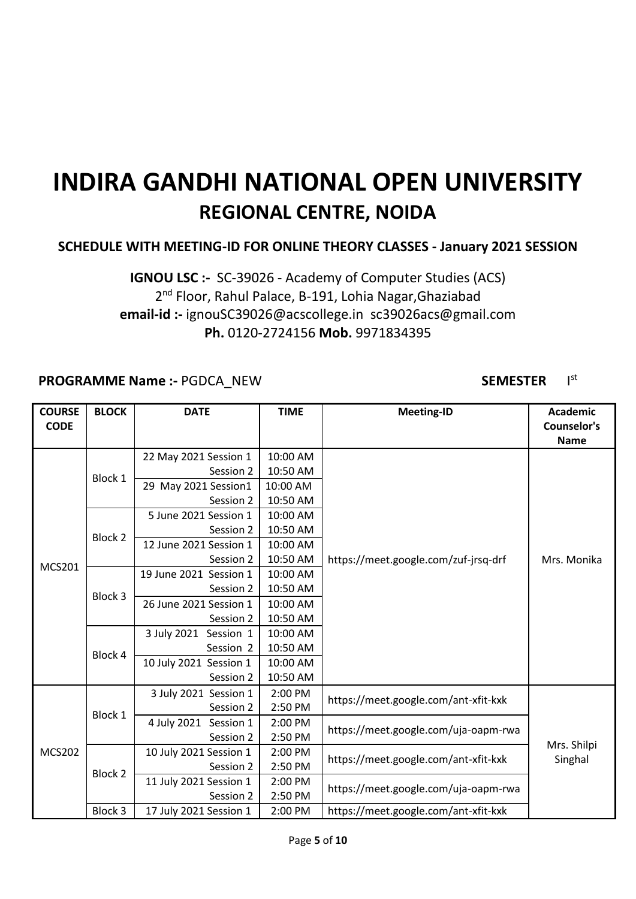# INDIRA GANDHI NATIONAL OPEN UNIVERSITY

## REGIONAL CENTRE, NOIDA

**SCHEDULE WITH MEETING-ID FOR ONLINE THEORY CLASSES - January 2021 SESSION**

**IGNOU LSC :-** SC-39026 - Academy of Computer Studies (ACS)
2nd Floor, Rahul Palace, B-191, Lohia Nagar,Ghaziabad
**email-id :-** ignouSC39026@acscollege.in sc39026acs@gmail.com
**Ph.** 0120-2724156 **Mob.** 9971834395

**PROGRAMME Name :-** PGDCA_NEW **SEMESTER** Ist

| COURSE CODE | BLOCK | DATE | TIME | Meeting-ID | Academic Counselor's Name |
|---|---|---|---|---|---|
| MCS201 | Block 1 | 22 May 2021 Session 1 | 10:00 AM | https://meet.google.com/zuf-jrsq-drf | Mrs. Monika |
| | | Session 2 | 10:50 AM | | |
| | | 29 May 2021 Session1 | 10:00 AM | | |
| | | Session 2 | 10:50 AM | | |
| | Block 2 | 5 June 2021 Session 1 | 10:00 AM | | |
| | | Session 2 | 10:50 AM | | |
| | | 12 June 2021 Session 1 | 10:00 AM | | |
| | | Session 2 | 10:50 AM | | |
| | Block 3 | 19 June 2021 Session 1 | 10:00 AM | | |
| | | Session 2 | 10:50 AM | | |
| | | 26 June 2021 Session 1 | 10:00 AM | | |
| | | Session 2 | 10:50 AM | | |
| | Block 4 | 3 July 2021 Session 1 | 10:00 AM | | |
| | | Session 2 | 10:50 AM | | |
| | | 10 July 2021 Session 1 | 10:00 AM | | |
| | | Session 2 | 10:50 AM | | |
| MCS202 | Block 1 | 3 July 2021 Session 1 | 2:00 PM | https://meet.google.com/ant-xfit-kxk | Mrs. Shilpi Singhal |
| | | Session 2 | 2:50 PM | | |
| | | 4 July 2021 Session 1 | 2:00 PM | https://meet.google.com/uja-oapm-rwa | |
| | | Session 2 | 2:50 PM | | |
| | Block 2 | 10 July 2021 Session 1 | 2:00 PM | https://meet.google.com/ant-xfit-kxk | |
| | | Session 2 | 2:50 PM | | |
| | | 11 July 2021 Session 1 | 2:00 PM | https://meet.google.com/uja-oapm-rwa | |
| | | Session 2 | 2:50 PM | | |
| | Block 3 | 17 July 2021 Session 1 | 2:00 PM | https://meet.google.com/ant-xfit-kxk | |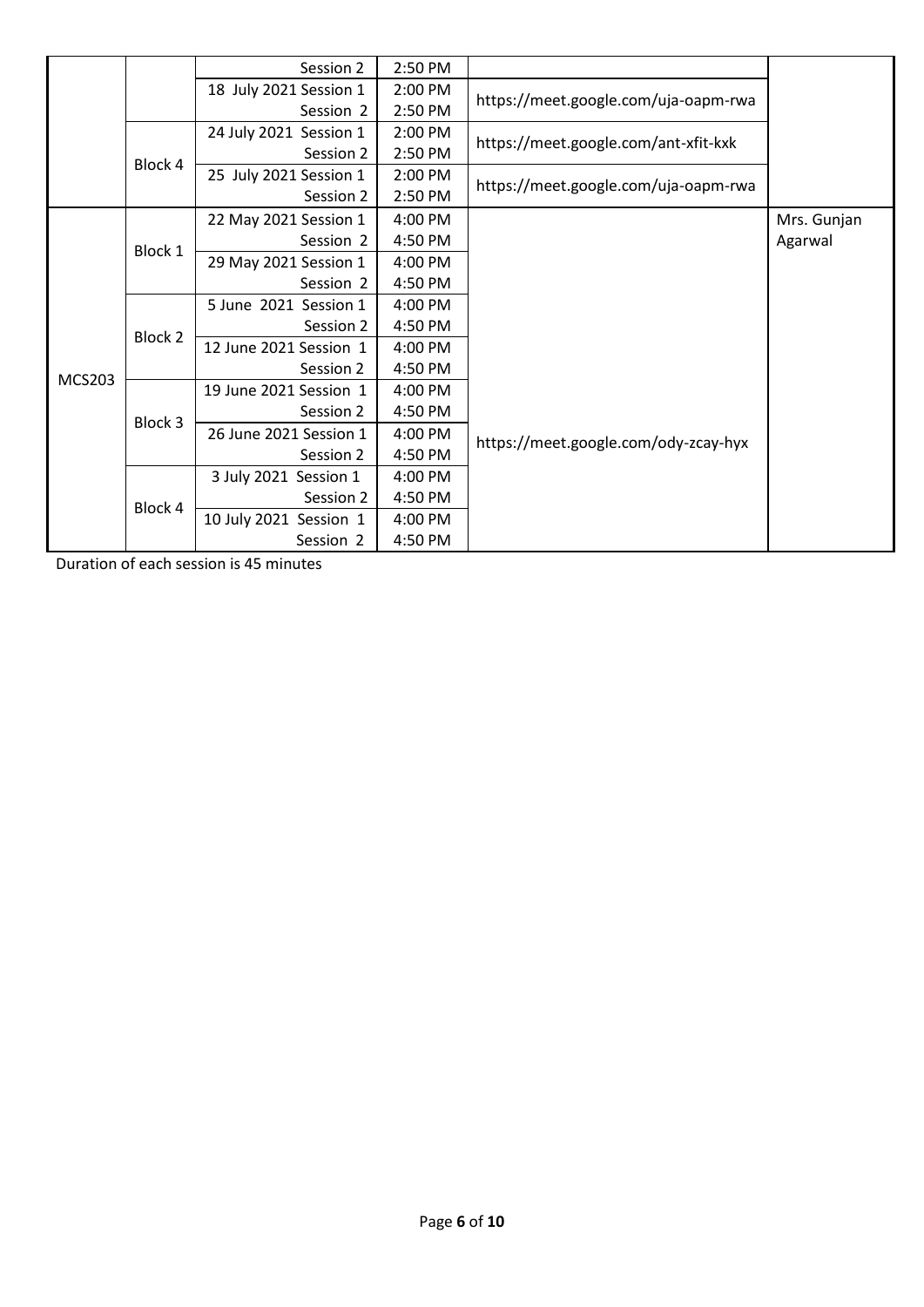| | | | | | |
|---|---|---|---|---|---|
| | | Session 2 | 2:50 PM | | |
| | | 18 July 2021 Session 1 | 2:00 PM | https://meet.google.com/uja-oapm-rwa | |
| | | Session 2 | 2:50 PM | | |
| | Block 4 | 24 July 2021 Session 1 | 2:00 PM | https://meet.google.com/ant-xfit-kxk | |
| | | Session 2 | 2:50 PM | | |
| | | 25 July 2021 Session 1 | 2:00 PM | https://meet.google.com/uja-oapm-rwa | |
| | | Session 2 | 2:50 PM | | |
| MCS203 | Block 1 | 22 May 2021 Session 1 | 4:00 PM | https://meet.google.com/ody-zcay-hyx | Mrs. Gunjan Agarwal |
| | | Session 2 | 4:50 PM | | |
| | | 29 May 2021 Session 1 | 4:00 PM | | |
| | | Session 2 | 4:50 PM | | |
| | Block 2 | 5 June 2021 Session 1 | 4:00 PM | | |
| | | Session 2 | 4:50 PM | | |
| | | 12 June 2021 Session 1 | 4:00 PM | | |
| | | Session 2 | 4:50 PM | | |
| | Block 3 | 19 June 2021 Session 1 | 4:00 PM | | |
| | | Session 2 | 4:50 PM | | |
| | | 26 June 2021 Session 1 | 4:00 PM | | |
| | | Session 2 | 4:50 PM | | |
| | Block 4 | 3 July 2021 Session 1 | 4:00 PM | | |
| | | Session 2 | 4:50 PM | | |
| | | 10 July 2021 Session 1 | 4:00 PM | | |
| | | Session 2 | 4:50 PM | | |

Duration of each session is 45 minutes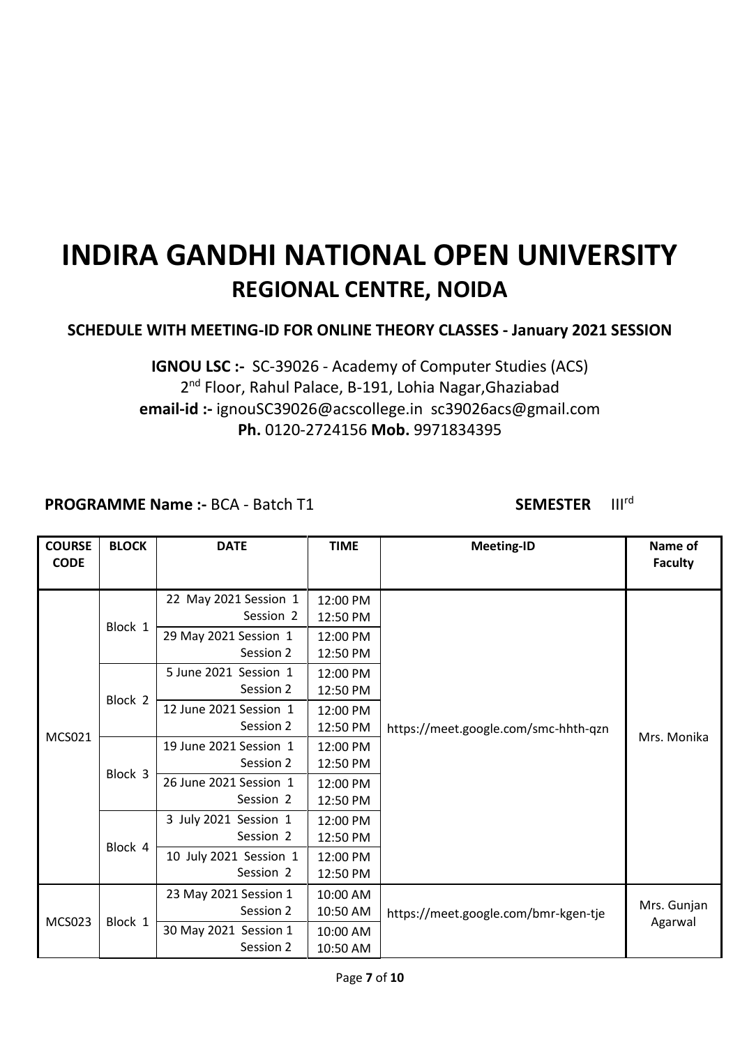# INDIRA GANDHI NATIONAL OPEN UNIVERSITY

## REGIONAL CENTRE, NOIDA

### SCHEDULE WITH MEETING-ID FOR ONLINE THEORY CLASSES - January 2021 SESSION

**IGNOU LSC :-** SC-39026 - Academy of Computer Studies (ACS)
2nd Floor, Rahul Palace, B-191, Lohia Nagar,Ghaziabad
**email-id :-** ignouSC39026@acscollege.in sc39026acs@gmail.com
**Ph.** 0120-2724156 **Mob.** 9971834395

**PROGRAMME Name :-** BCA - Batch T1 **SEMESTER** IIIrd

| COURSE CODE | BLOCK | DATE | TIME | Meeting-ID | Name of Faculty |
|---|---|---|---|---|---|
| MCS021 | Block 1 | 22 May 2021 Session 1 | 12:00 PM | https://meet.google.com/smc-hhth-qzn | Mrs. Monika |
| | | Session 2 | 12:50 PM | | |
| | | 29 May 2021 Session 1 | 12:00 PM | | |
| | | Session 2 | 12:50 PM | | |
| | Block 2 | 5 June 2021 Session 1 | 12:00 PM | | |
| | | Session 2 | 12:50 PM | | |
| | | 12 June 2021 Session 1 | 12:00 PM | | |
| | | Session 2 | 12:50 PM | | |
| | Block 3 | 19 June 2021 Session 1 | 12:00 PM | | |
| | | Session 2 | 12:50 PM | | |
| | | 26 June 2021 Session 1 | 12:00 PM | | |
| | | Session 2 | 12:50 PM | | |
| | Block 4 | 3 July 2021 Session 1 | 12:00 PM | | |
| | | Session 2 | 12:50 PM | | |
| | | 10 July 2021 Session 1 | 12:00 PM | | |
| | | Session 2 | 12:50 PM | | |
| MCS023 | Block 1 | 23 May 2021 Session 1 | 10:00 AM | https://meet.google.com/bmr-kgen-tje | Mrs. Gunjan Agarwal |
| | | Session 2 | 10:50 AM | | |
| | | 30 May 2021 Session 1 | 10:00 AM | | |
| | | Session 2 | 10:50 AM | | |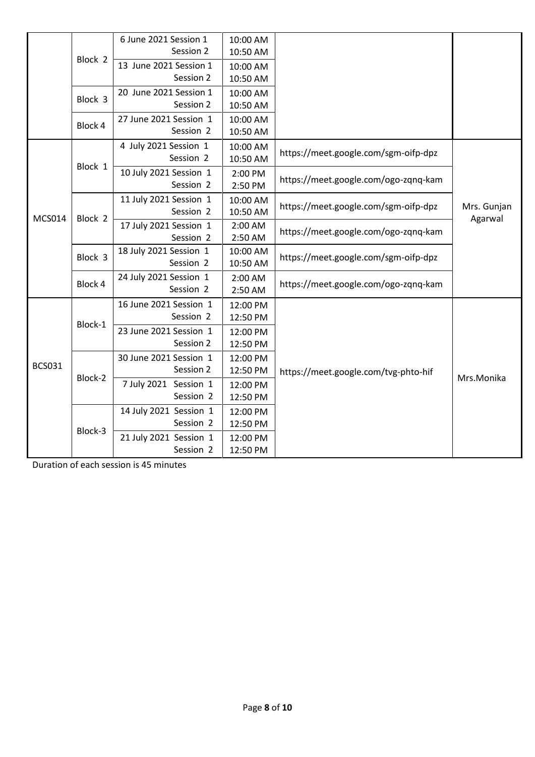|  |  |  |  |  |  |
|---|---|---|---|---|---|
|  | Block 2 | 6 June 2021 Session 1 | 10:00 AM |  |  |
|  |  | Session 2 | 10:50 AM |  |  |
|  |  | 13 June 2021 Session 1 | 10:00 AM |  |  |
|  |  | Session 2 | 10:50 AM |  |  |
|  | Block 3 | 20 June 2021 Session 1 | 10:00 AM |  |  |
|  |  | Session 2 | 10:50 AM |  |  |
|  | Block 4 | 27 June 2021 Session 1 | 10:00 AM |  |  |
|  |  | Session 2 | 10:50 AM |  |  |
| MCS014 | Block 1 | 4 July 2021 Session 1 | 10:00 AM | https://meet.google.com/sgm-oifp-dpz | Mrs. Gunjan Agarwal |
|  |  | Session 2 | 10:50 AM |  |  |
|  |  | 10 July 2021 Session 1 | 2:00 PM | https://meet.google.com/ogo-zqnq-kam |  |
|  |  | Session 2 | 2:50 PM |  |  |
|  | Block 2 | 11 July 2021 Session 1 | 10:00 AM | https://meet.google.com/sgm-oifp-dpz |  |
|  |  | Session 2 | 10:50 AM |  |  |
|  |  | 17 July 2021 Session 1 | 2:00 AM | https://meet.google.com/ogo-zqnq-kam |  |
|  |  | Session 2 | 2:50 AM |  |  |
|  | Block 3 | 18 July 2021 Session 1 | 10:00 AM | https://meet.google.com/sgm-oifp-dpz |  |
|  |  | Session 2 | 10:50 AM |  |  |
|  | Block 4 | 24 July 2021 Session 1 | 2:00 AM | https://meet.google.com/ogo-zqnq-kam |  |
|  |  | Session 2 | 2:50 AM |  |  |
| BCS031 | Block-1 | 16 June 2021 Session 1 | 12:00 PM | https://meet.google.com/tvg-phto-hif | Mrs.Monika |
|  |  | Session 2 | 12:50 PM |  |  |
|  |  | 23 June 2021 Session 1 | 12:00 PM |  |  |
|  |  | Session 2 | 12:50 PM |  |  |
|  | Block-2 | 30 June 2021 Session 1 | 12:00 PM |  |  |
|  |  | Session 2 | 12:50 PM |  |  |
|  |  | 7 July 2021 Session 1 | 12:00 PM |  |  |
|  |  | Session 2 | 12:50 PM |  |  |
|  | Block-3 | 14 July 2021 Session 1 | 12:00 PM |  |  |
|  |  | Session 2 | 12:50 PM |  |  |
|  |  | 21 July 2021 Session 1 | 12:00 PM |  |  |
|  |  | Session 2 | 12:50 PM |  |  |

Duration of each session is 45 minutes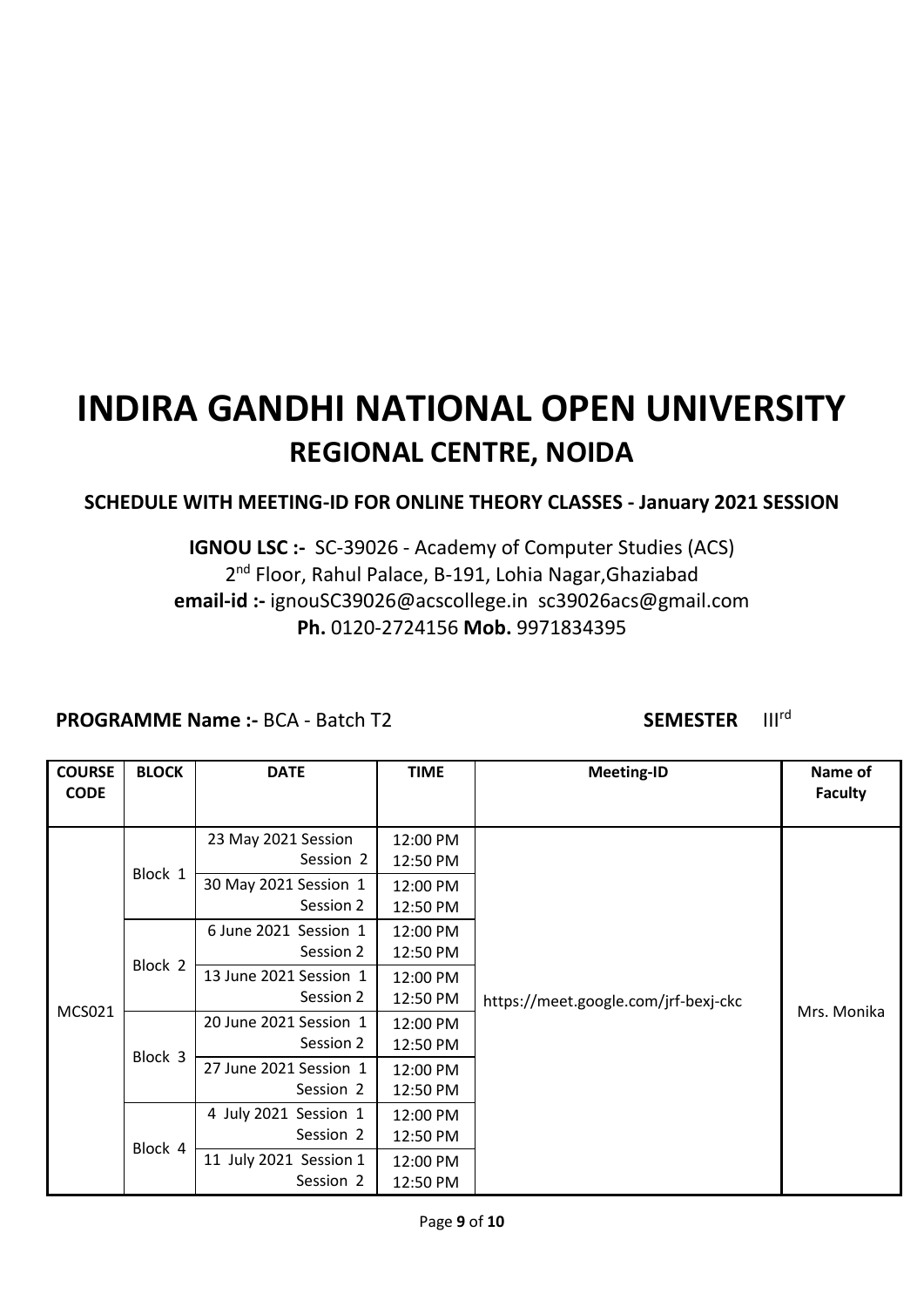# INDIRA GANDHI NATIONAL OPEN UNIVERSITY

## REGIONAL CENTRE, NOIDA

**SCHEDULE WITH MEETING-ID FOR ONLINE THEORY CLASSES - January 2021 SESSION**

**IGNOU LSC :-** SC-39026 - Academy of Computer Studies (ACS)
2nd Floor, Rahul Palace, B-191, Lohia Nagar,Ghaziabad
**email-id :-** ignouSC39026@acscollege.in sc39026acs@gmail.com
**Ph.** 0120-2724156 **Mob.** 9971834395

**PROGRAMME Name :-** BCA - Batch T2 **SEMESTER** IIIrd

| COURSE CODE | BLOCK | DATE | TIME | Meeting-ID | Name of Faculty |
|---|---|---|---|---|---|
| MCS021 | Block 1 | 23 May 2021 Session Session 2 | 12:00 PM 12:50 PM | https://meet.google.com/jrf-bexj-ckc | Mrs. Monika |
| | | 30 May 2021 Session 1 Session 2 | 12:00 PM 12:50 PM | | |
| | Block 2 | 6 June 2021 Session 1 Session 2 | 12:00 PM 12:50 PM | | |
| | | 13 June 2021 Session 1 Session 2 | 12:00 PM 12:50 PM | | |
| | Block 3 | 20 June 2021 Session 1 Session 2 | 12:00 PM 12:50 PM | | |
| | | 27 June 2021 Session 1 Session 2 | 12:00 PM 12:50 PM | | |
| | Block 4 | 4 July 2021 Session 1 Session 2 | 12:00 PM 12:50 PM | | |
| | | 11 July 2021 Session 1 Session 2 | 12:00 PM 12:50 PM | | |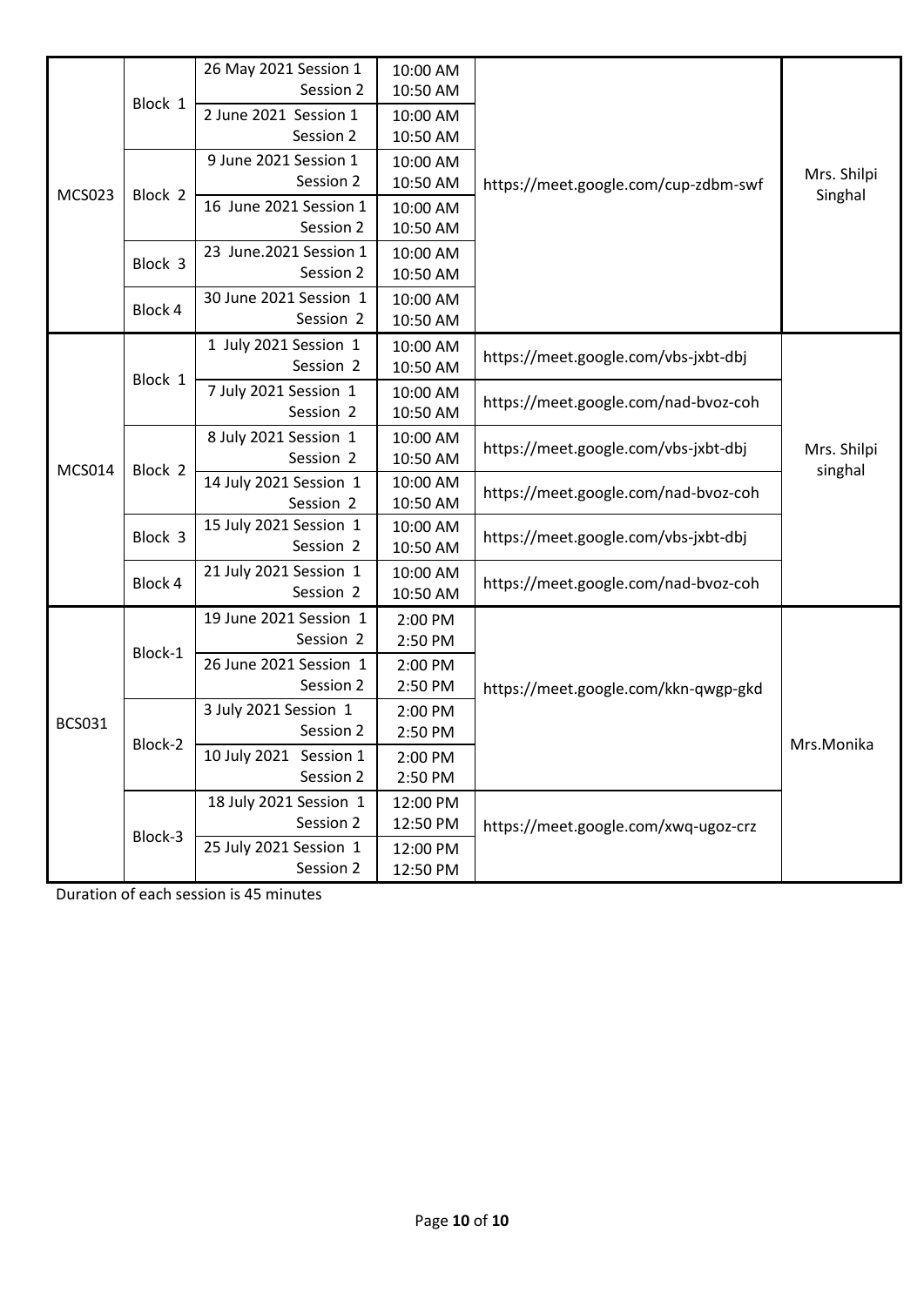| | | | | | |
|---|---|---|---|---|---|
| MCS023 | Block 1 | 26 May 2021 Session 1 | 10:00 AM | https://meet.google.com/cup-zdbm-swf | Mrs. Shilpi Singhal |
| | | Session 2 | 10:50 AM | | |
| | | 2 June 2021 Session 1 | 10:00 AM | | |
| | | Session 2 | 10:50 AM | | |
| | Block 2 | 9 June 2021 Session 1 | 10:00 AM | | |
| | | Session 2 | 10:50 AM | | |
| | | 16 June 2021 Session 1 | 10:00 AM | | |
| | | Session 2 | 10:50 AM | | |
| | Block 3 | 23 June.2021 Session 1 | 10:00 AM | | |
| | | Session 2 | 10:50 AM | | |
| | Block 4 | 30 June 2021 Session 1 | 10:00 AM | | |
| | | Session 2 | 10:50 AM | | |
| MCS014 | Block 1 | 1 July 2021 Session 1 | 10:00 AM | https://meet.google.com/vbs-jxbt-dbj | Mrs. Shilpi singhal |
| | | Session 2 | 10:50 AM | | |
| | | 7 July 2021 Session 1 | 10:00 AM | https://meet.google.com/nad-bvoz-coh | |
| | | Session 2 | 10:50 AM | | |
| | Block 2 | 8 July 2021 Session 1 | 10:00 AM | https://meet.google.com/vbs-jxbt-dbj | |
| | | Session 2 | 10:50 AM | | |
| | | 14 July 2021 Session 1 | 10:00 AM | https://meet.google.com/nad-bvoz-coh | |
| | | Session 2 | 10:50 AM | | |
| | Block 3 | 15 July 2021 Session 1 | 10:00 AM | https://meet.google.com/vbs-jxbt-dbj | |
| | | Session 2 | 10:50 AM | | |
| | Block 4 | 21 July 2021 Session 1 | 10:00 AM | https://meet.google.com/nad-bvoz-coh | |
| | | Session 2 | 10:50 AM | | |
| BCS031 | Block-1 | 19 June 2021 Session 1 | 2:00 PM | https://meet.google.com/kkn-qwgp-gkd | Mrs.Monika |
| | | Session 2 | 2:50 PM | | |
| | | 26 June 2021 Session 1 | 2:00 PM | | |
| | | Session 2 | 2:50 PM | | |
| | Block-2 | 3 July 2021 Session 1 | 2:00 PM | | |
| | | Session 2 | 2:50 PM | | |
| | | 10 July 2021 Session 1 | 2:00 PM | | |
| | | Session 2 | 2:50 PM | | |
| | Block-3 | 18 July 2021 Session 1 | 12:00 PM | https://meet.google.com/xwq-ugoz-crz | |
| | | Session 2 | 12:50 PM | | |
| | | 25 July 2021 Session 1 | 12:00 PM | | |
| | | Session 2 | 12:50 PM | | |

Duration of each session is 45 minutes